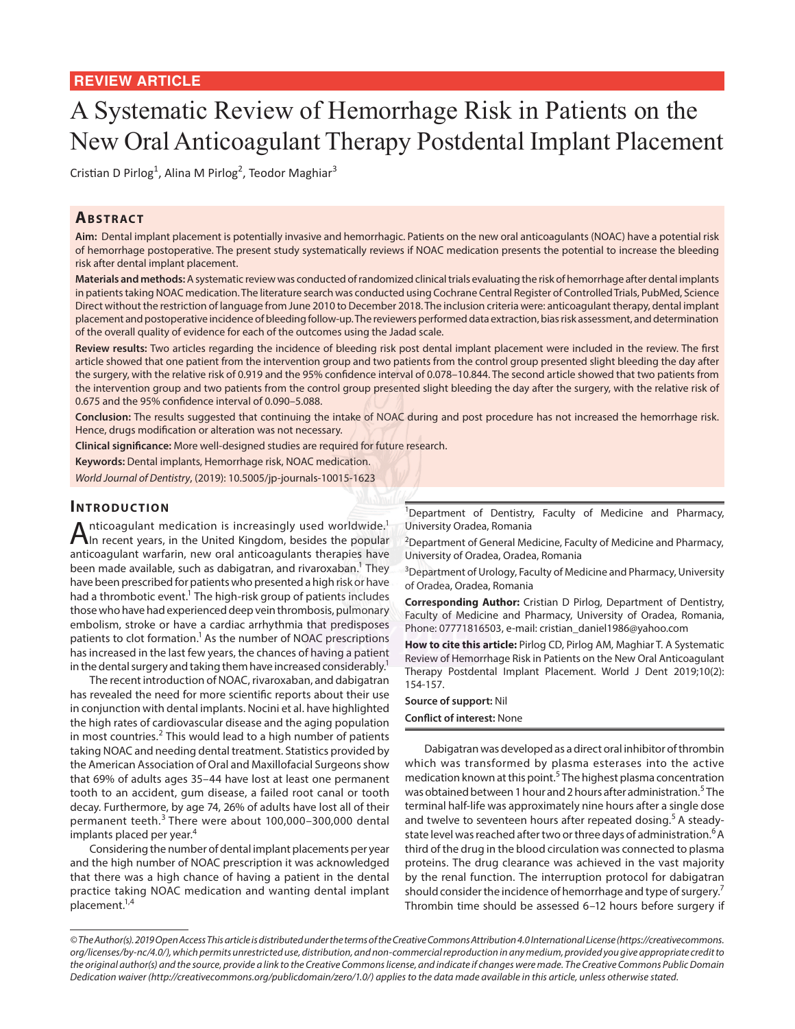REVIEW ARTICLE

# A Systematic Review of Hemorrhage Risk in Patients on the New Oral Anticoagulant Therapy Postdental Implant Placement

Cristian D Pirlog[1], Alina M Pirlog[2], Teodor Maghiar[3]

## Abstract

**Aim:** Dental implant placement is potentially invasive and hemorrhagic. Patients on the new oral anticoagulants (NOAC) have a potential risk of hemorrhage postoperative. The present study systematically reviews if NOAC medication presents the potential to increase the bleeding risk after dental implant placement.

**Materials and methods:** A systematic review was conducted of randomized clinical trials evaluating the risk of hemorrhage after dental implants in patients taking NOAC medication. The literature search was conducted using Cochrane Central Register of Controlled Trials, PubMed, Science Direct without the restriction of language from June 2010 to December 2018. The inclusion criteria were: anticoagulant therapy, dental implant placement and postoperative incidence of bleeding follow-up. The reviewers performed data extraction, bias risk assessment, and determination of the overall quality of evidence for each of the outcomes using the Jadad scale.

**Review results:** Two articles regarding the incidence of bleeding risk post dental implant placement were included in the review. The first article showed that one patient from the intervention group and two patients from the control group presented slight bleeding the day after the surgery, with the relative risk of 0.919 and the 95% confidence interval of 0.078–10.844. The second article showed that two patients from the intervention group and two patients from the control group presented slight bleeding the day after the surgery, with the relative risk of 0.675 and the 95% confidence interval of 0.090–5.088.

**Conclusion:** The results suggested that continuing the intake of NOAC during and post procedure has not increased the hemorrhage risk. Hence, drugs modification or alteration was not necessary.

**Clinical significance:** More well-designed studies are required for future research.

**Keywords:** Dental implants, Hemorrhage risk, NOAC medication.

*World Journal of Dentistry*, (2019): 10.5005/jp-journals-10015-1623

## Introduction

Anticoagulant medication is increasingly used worldwide.[1] In recent years, in the United Kingdom, besides the popular anticoagulant warfarin, new oral anticoagulants therapies have been made available, such as dabigatran, and rivaroxaban.[1] They have been prescribed for patients who presented a high risk or have had a thrombotic event.[1] The high-risk group of patients includes those who have had experienced deep vein thrombosis, pulmonary embolism, stroke or have a cardiac arrhythmia that predisposes patients to clot formation.[1] As the number of NOAC prescriptions has increased in the last few years, the chances of having a patient in the dental surgery and taking them have increased considerably.[1]

The recent introduction of NOAC, rivaroxaban, and dabigatran has revealed the need for more scientific reports about their use in conjunction with dental implants. Nocini et al. have highlighted the high rates of cardiovascular disease and the aging population in most countries.[2] This would lead to a high number of patients taking NOAC and needing dental treatment. Statistics provided by the American Association of Oral and Maxillofacial Surgeons show that 69% of adults ages 35–44 have lost at least one permanent tooth to an accident, gum disease, a failed root canal or tooth decay. Furthermore, by age 74, 26% of adults have lost all of their permanent teeth.[3] There were about 100,000–300,000 dental implants placed per year.[4]

Considering the number of dental implant placements per year and the high number of NOAC prescription it was acknowledged that there was a high chance of having a patient in the dental practice taking NOAC medication and wanting dental implant placement.[1,4]

[1]Department of Dentistry, Faculty of Medicine and Pharmacy, University Oradea, Romania

[2]Department of General Medicine, Faculty of Medicine and Pharmacy, University of Oradea, Oradea, Romania

[3]Department of Urology, Faculty of Medicine and Pharmacy, University of Oradea, Oradea, Romania

**Corresponding Author:** Cristian D Pirlog, Department of Dentistry, Faculty of Medicine and Pharmacy, University of Oradea, Romania, Phone: 07771816503, e-mail: cristian_daniel1986@yahoo.com

**How to cite this article:** Pirlog CD, Pirlog AM, Maghiar T. A Systematic Review of Hemorrhage Risk in Patients on the New Oral Anticoagulant Therapy Postdental Implant Placement. World J Dent 2019;10(2): 154-157.

**Source of support:** Nil

**Conflict of interest:** None

Dabigatran was developed as a direct oral inhibitor of thrombin which was transformed by plasma esterases into the active medication known at this point.[5] The highest plasma concentration was obtained between 1 hour and 2 hours after administration.[5] The terminal half-life was approximately nine hours after a single dose and twelve to seventeen hours after repeated dosing.[5] A steady-state level was reached after two or three days of administration.[6] A third of the drug in the blood circulation was connected to plasma proteins. The drug clearance was achieved in the vast majority by the renal function. The interruption protocol for dabigatran should consider the incidence of hemorrhage and type of surgery.[7] Thrombin time should be assessed 6–12 hours before surgery if

*© The Author(s). 2019 Open Access This article is distributed under the terms of the Creative Commons Attribution 4.0 International License (https://creativecommons.org/licenses/by-nc/4.0/), which permits unrestricted use, distribution, and non-commercial reproduction in any medium, provided you give appropriate credit to the original author(s) and the source, provide a link to the Creative Commons license, and indicate if changes were made. The Creative Commons Public Domain Dedication waiver (http://creativecommons.org/publicdomain/zero/1.0/) applies to the data made available in this article, unless otherwise stated.*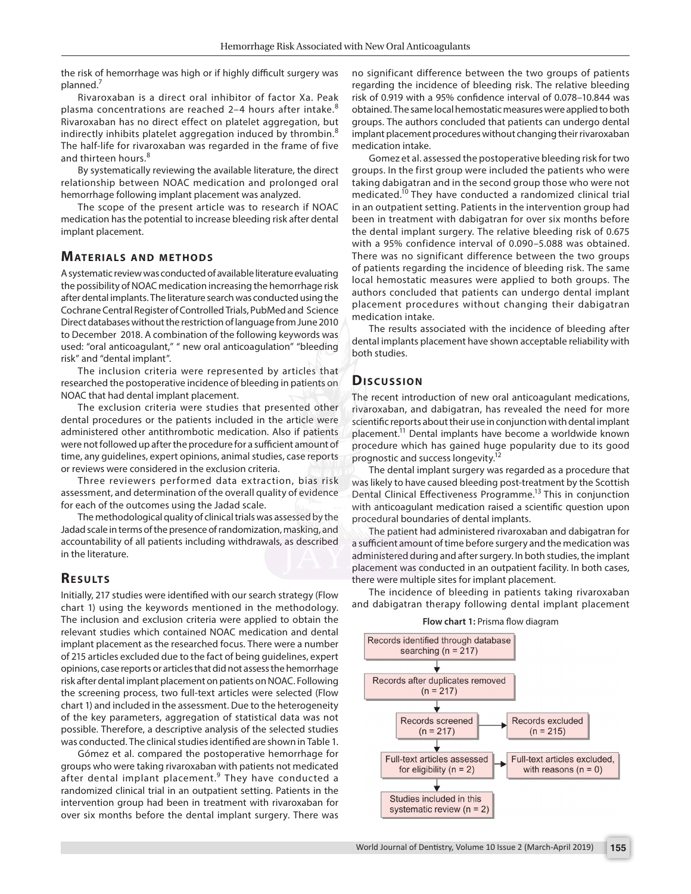the risk of hemorrhage was high or if highly difficult surgery was planned.[7]

Rivaroxaban is a direct oral inhibitor of factor Xa. Peak plasma concentrations are reached 2–4 hours after intake.[8] Rivaroxaban has no direct effect on platelet aggregation, but indirectly inhibits platelet aggregation induced by thrombin.[8] The half-life for rivaroxaban was regarded in the frame of five and thirteen hours.[8]

By systematically reviewing the available literature, the direct relationship between NOAC medication and prolonged oral hemorrhage following implant placement was analyzed.

The scope of the present article was to research if NOAC medication has the potential to increase bleeding risk after dental implant placement.

## Materials and Methods

A systematic review was conducted of available literature evaluating the possibility of NOAC medication increasing the hemorrhage risk after dental implants. The literature search was conducted using the Cochrane Central Register of Controlled Trials, PubMed and Science Direct databases without the restriction of language from June 2010 to December 2018. A combination of the following keywords was used: "oral anticoagulant," " new oral anticoagulation" "bleeding risk" and "dental implant".

The inclusion criteria were represented by articles that researched the postoperative incidence of bleeding in patients on NOAC that had dental implant placement.

The exclusion criteria were studies that presented other dental procedures or the patients included in the article were administered other antithrombotic medication. Also if patients were not followed up after the procedure for a sufficient amount of time, any guidelines, expert opinions, animal studies, case reports or reviews were considered in the exclusion criteria.

Three reviewers performed data extraction, bias risk assessment, and determination of the overall quality of evidence for each of the outcomes using the Jadad scale.

The methodological quality of clinical trials was assessed by the Jadad scale in terms of the presence of randomization, masking, and accountability of all patients including withdrawals, as described in the literature.

## Results

Initially, 217 studies were identified with our search strategy (Flow chart 1) using the keywords mentioned in the methodology. The inclusion and exclusion criteria were applied to obtain the relevant studies which contained NOAC medication and dental implant placement as the researched focus. There were a number of 215 articles excluded due to the fact of being guidelines, expert opinions, case reports or articles that did not assess the hemorrhage risk after dental implant placement on patients on NOAC. Following the screening process, two full-text articles were selected (Flow chart 1) and included in the assessment. Due to the heterogeneity of the key parameters, aggregation of statistical data was not possible. Therefore, a descriptive analysis of the selected studies was conducted. The clinical studies identified are shown in Table 1.

Gómez et al. compared the postoperative hemorrhage for groups who were taking rivaroxaban with patients not medicated after dental implant placement.[9] They have conducted a randomized clinical trial in an outpatient setting. Patients in the intervention group had been in treatment with rivaroxaban for over six months before the dental implant surgery. There was no significant difference between the two groups of patients regarding the incidence of bleeding risk. The relative bleeding risk of 0.919 with a 95% confidence interval of 0.078–10.844 was obtained. The same local hemostatic measures were applied to both groups. The authors concluded that patients can undergo dental implant placement procedures without changing their rivaroxaban medication intake.

Gomez et al. assessed the postoperative bleeding risk for two groups. In the first group were included the patients who were taking dabigatran and in the second group those who were not medicated.[10] They have conducted a randomized clinical trial in an outpatient setting. Patients in the intervention group had been in treatment with dabigatran for over six months before the dental implant surgery. The relative bleeding risk of 0.675 with a 95% confidence interval of 0.090–5.088 was obtained. There was no significant difference between the two groups of patients regarding the incidence of bleeding risk. The same local hemostatic measures were applied to both groups. The authors concluded that patients can undergo dental implant placement procedures without changing their dabigatran medication intake.

The results associated with the incidence of bleeding after dental implants placement have shown acceptable reliability with both studies.

## Discussion

The recent introduction of new oral anticoagulant medications, rivaroxaban, and dabigatran, has revealed the need for more scientific reports about their use in conjunction with dental implant placement.[11] Dental implants have become a worldwide known procedure which has gained huge popularity due to its good prognostic and success longevity.[12]

The dental implant surgery was regarded as a procedure that was likely to have caused bleeding post-treatment by the Scottish Dental Clinical Effectiveness Programme.[13] This in conjunction with anticoagulant medication raised a scientific question upon procedural boundaries of dental implants.

The patient had administered rivaroxaban and dabigatran for a sufficient amount of time before surgery and the medication was administered during and after surgery. In both studies, the implant placement was conducted in an outpatient facility. In both cases, there were multiple sites for implant placement.

The incidence of bleeding in patients taking rivaroxaban and dabigatran therapy following dental implant placement

**Flow chart 1:** Prisma flow diagram

Records identified through database searching (n = 217)
↓
Records after duplicates removed (n = 217)
↓
Records screened (n = 217) → Records excluded (n = 215)
↓
Full-text articles assessed for eligibility (n = 2) → Full-text articles excluded, with reasons (n = 0)
↓
Studies included in this systematic review (n = 2)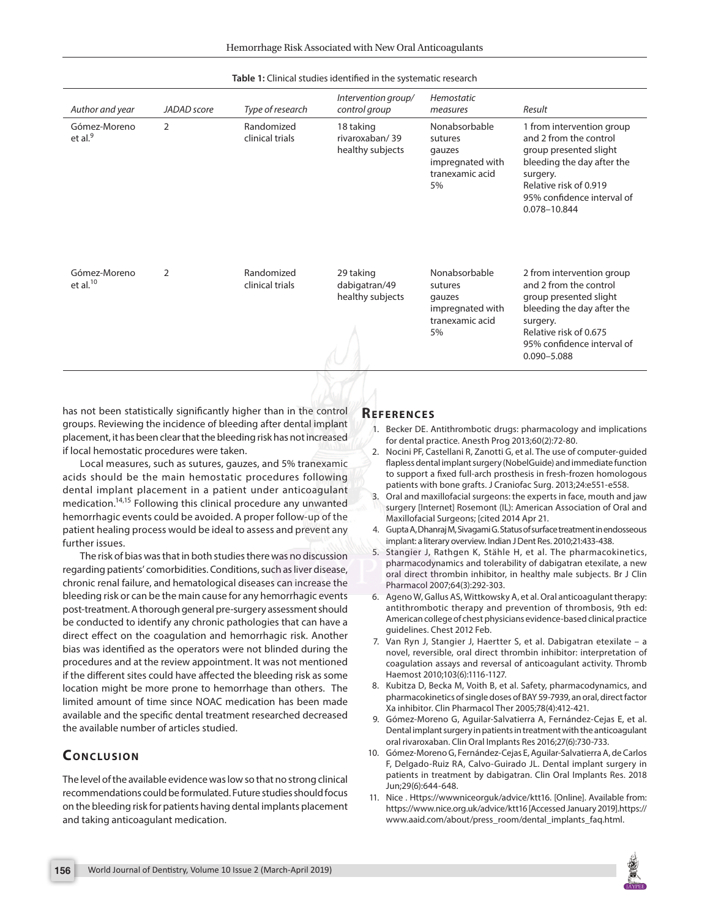**Table 1:** Clinical studies identified in the systematic research

| Author and year | JADAD score | Type of research | Intervention group/ control group | Hemostatic measures | Result |
|---|---|---|---|---|---|
| Gómez-Moreno et al.[9] | 2 | Randomized clinical trials | 18 taking rivaroxaban/ 39 healthy subjects | Nonabsorbable sutures gauzes impregnated with tranexamic acid 5% | 1 from intervention group and 2 from the control group presented slight bleeding the day after the surgery. Relative risk of 0.919 95% confidence interval of 0.078–10.844 |
| Gómez-Moreno et al.[10] | 2 | Randomized clinical trials | 29 taking dabigatran/49 healthy subjects | Nonabsorbable sutures gauzes impregnated with tranexamic acid 5% | 2 from intervention group and 2 from the control group presented slight bleeding the day after the surgery. Relative risk of 0.675 95% confidence interval of 0.090–5.088 |

has not been statistically significantly higher than in the control groups. Reviewing the incidence of bleeding after dental implant placement, it has been clear that the bleeding risk has not increased if local hemostatic procedures were taken.

Local measures, such as sutures, gauzes, and 5% tranexamic acids should be the main hemostatic procedures following dental implant placement in a patient under anticoagulant medication.[14,15] Following this clinical procedure any unwanted hemorrhagic events could be avoided. A proper follow-up of the patient healing process would be ideal to assess and prevent any further issues.

The risk of bias was that in both studies there was no discussion regarding patients' comorbidities. Conditions, such as liver disease, chronic renal failure, and hematological diseases can increase the bleeding risk or can be the main cause for any hemorrhagic events post-treatment. A thorough general pre-surgery assessment should be conducted to identify any chronic pathologies that can have a direct effect on the coagulation and hemorrhagic risk. Another bias was identified as the operators were not blinded during the procedures and at the review appointment. It was not mentioned if the different sites could have affected the bleeding risk as some location might be more prone to hemorrhage than others. The limited amount of time since NOAC medication has been made available and the specific dental treatment researched decreased the available number of articles studied.

## Conclusion

The level of the available evidence was low so that no strong clinical recommendations could be formulated. Future studies should focus on the bleeding risk for patients having dental implants placement and taking anticoagulant medication.

## References

1. Becker DE. Antithrombotic drugs: pharmacology and implications for dental practice. Anesth Prog 2013;60(2):72-80.
2. Nocini PF, Castellani R, Zanotti G, et al. The use of computer-guided flapless dental implant surgery (NobelGuide) and immediate function to support a fixed full-arch prosthesis in fresh-frozen homologous patients with bone grafts. J Craniofac Surg. 2013;24:e551-e558.
3. Oral and maxillofacial surgeons: the experts in face, mouth and jaw surgery [Internet] Rosemont (IL): American Association of Oral and Maxillofacial Surgeons; [cited 2014 Apr 21.
4. Gupta A, Dhanraj M, Sivagami G. Status of surface treatment in endosseous implant: a literary overview. Indian J Dent Res. 2010;21:433-438.
5. Stangier J, Rathgen K, Stähle H, et al. The pharmacokinetics, pharmacodynamics and tolerability of dabigatran etexilate, a new oral direct thrombin inhibitor, in healthy male subjects. Br J Clin Pharmacol 2007;64(3):292-303.
6. Ageno W, Gallus AS, Wittkowsky A, et al. Oral anticoagulant therapy: antithrombotic therapy and prevention of thrombosis, 9th ed: American college of chest physicians evidence-based clinical practice guidelines. Chest 2012 Feb.
7. Van Ryn J, Stangier J, Haertter S, et al. Dabigatran etexilate – a novel, reversible, oral direct thrombin inhibitor: interpretation of coagulation assays and reversal of anticoagulant activity. Thromb Haemost 2010;103(6):1116-1127.
8. Kubitza D, Becka M, Voith B, et al. Safety, pharmacodynamics, and pharmacokinetics of single doses of BAY 59-7939, an oral, direct factor Xa inhibitor. Clin Pharmacol Ther 2005;78(4):412-421.
9. Gómez-Moreno G, Aguilar-Salvatierra A, Fernández-Cejas E, et al. Dental implant surgery in patients in treatment with the anticoagulant oral rivaroxaban. Clin Oral Implants Res 2016;27(6):730-733.
10. Gómez-Moreno G, Fernández-Cejas E, Aguilar-Salvatierra A, de Carlos F, Delgado-Ruiz RA, Calvo-Guirado JL. Dental implant surgery in patients in treatment by dabigatran. Clin Oral Implants Res. 2018 Jun;29(6):644-648.
11. Nice . Https://wwwniceorguk/advice/ktt16. [Online]. Available from: https://www.nice.org.uk/advice/ktt16 [Accessed January 2019].https://www.aaid.com/about/press_room/dental_implants_faq.html.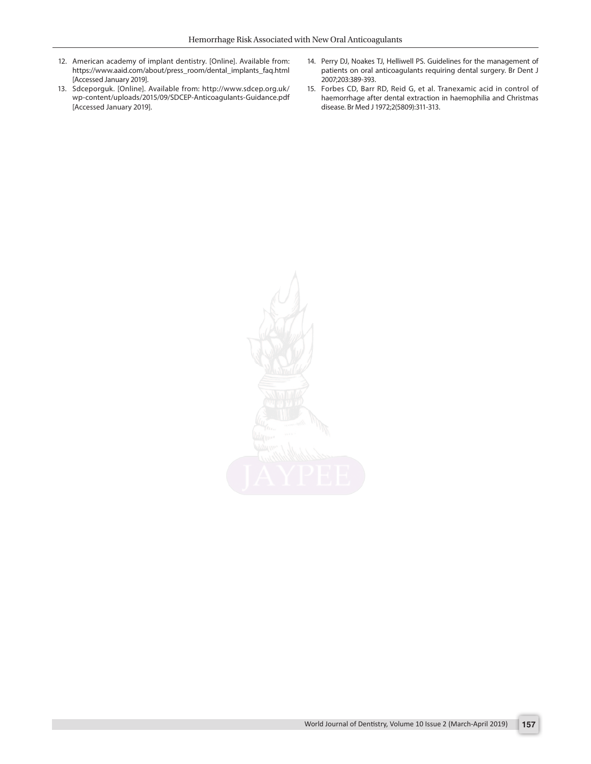12. American academy of implant dentistry. [Online]. Available from: https://www.aaid.com/about/press_room/dental_implants_faq.html [Accessed January 2019].
13. Sdceporguk. [Online]. Available from: http://www.sdcep.org.uk/wp-content/uploads/2015/09/SDCEP-Anticoagulants-Guidance.pdf [Accessed January 2019].
14. Perry DJ, Noakes TJ, Helliwell PS. Guidelines for the management of patients on oral anticoagulants requiring dental surgery. Br Dent J 2007;203:389-393.
15. Forbes CD, Barr RD, Reid G, et al. Tranexamic acid in control of haemorrhage after dental extraction in haemophilia and Christmas disease. Br Med J 1972;2(5809):311-313.